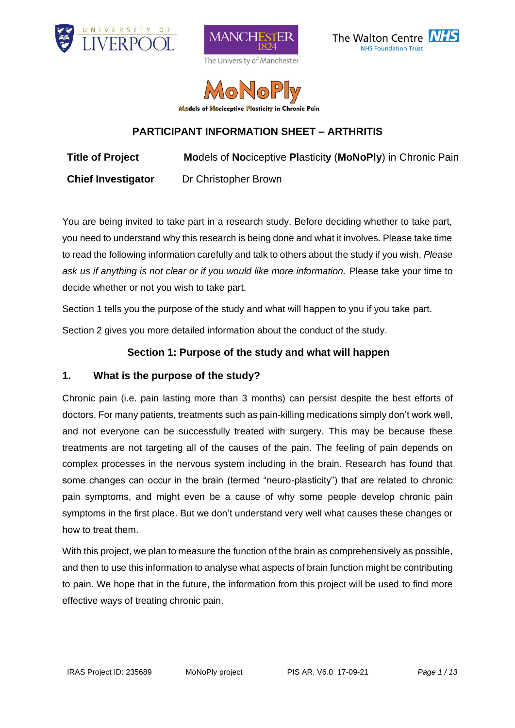University of Liverpool | Manchester 1824 The University of Manchester | The Walton Centre NHS Foundation Trust

# MoNoPly

**Mo**dels of **No**ciceptive **Pl**asticity in Chronic Pain

## PARTICIPANT INFORMATION SHEET – ARTHRITIS

| | |
|---|---|
| **Title of Project** | **Mo**dels of **No**ciceptive **Pl**asticity (**MoNoPly**) in Chronic Pain |
| **Chief Investigator** | Dr Christopher Brown |

You are being invited to take part in a research study. Before deciding whether to take part, you need to understand why this research is being done and what it involves. Please take time to read the following information carefully and talk to others about the study if you wish. *Please ask us if anything is not clear or if you would like more information.* Please take your time to decide whether or not you wish to take part.

Section 1 tells you the purpose of the study and what will happen to you if you take part.

Section 2 gives you more detailed information about the conduct of the study.

### Section 1: Purpose of the study and what will happen

### 1. What is the purpose of the study?

Chronic pain (i.e. pain lasting more than 3 months) can persist despite the best efforts of doctors. For many patients, treatments such as pain-killing medications simply don't work well, and not everyone can be successfully treated with surgery. This may be because these treatments are not targeting all of the causes of the pain. The feeling of pain depends on complex processes in the nervous system including in the brain. Research has found that some changes can occur in the brain (termed "neuro-plasticity") that are related to chronic pain symptoms, and might even be a cause of why some people develop chronic pain symptoms in the first place. But we don't understand very well what causes these changes or how to treat them.

With this project, we plan to measure the function of the brain as comprehensively as possible, and then to use this information to analyse what aspects of brain function might be contributing to pain. We hope that in the future, the information from this project will be used to find more effective ways of treating chronic pain.

IRAS Project ID: 235689 MoNoPly project PIS AR, V6.0 17-09-21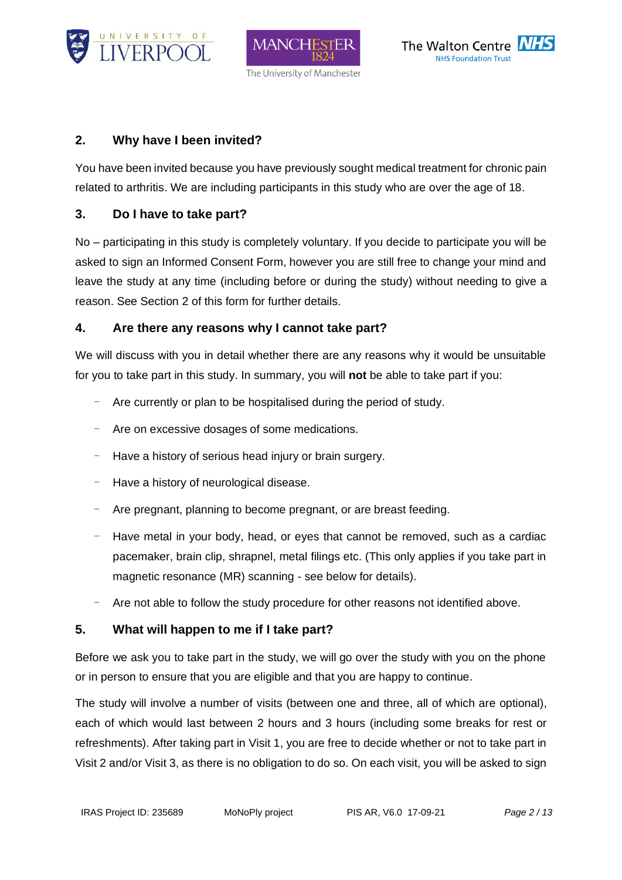## 2. Why have I been invited?

You have been invited because you have previously sought medical treatment for chronic pain related to arthritis. We are including participants in this study who are over the age of 18.

## 3. Do I have to take part?

No – participating in this study is completely voluntary. If you decide to participate you will be asked to sign an Informed Consent Form, however you are still free to change your mind and leave the study at any time (including before or during the study) without needing to give a reason. See Section 2 of this form for further details.

## 4. Are there any reasons why I cannot take part?

We will discuss with you in detail whether there are any reasons why it would be unsuitable for you to take part in this study. In summary, you will **not** be able to take part if you:

- Are currently or plan to be hospitalised during the period of study.
- Are on excessive dosages of some medications.
- Have a history of serious head injury or brain surgery.
- Have a history of neurological disease.
- Are pregnant, planning to become pregnant, or are breast feeding.
- Have metal in your body, head, or eyes that cannot be removed, such as a cardiac pacemaker, brain clip, shrapnel, metal filings etc. (This only applies if you take part in magnetic resonance (MR) scanning - see below for details).
- Are not able to follow the study procedure for other reasons not identified above.

## 5. What will happen to me if I take part?

Before we ask you to take part in the study, we will go over the study with you on the phone or in person to ensure that you are eligible and that you are happy to continue.

The study will involve a number of visits (between one and three, all of which are optional), each of which would last between 2 hours and 3 hours (including some breaks for rest or refreshments). After taking part in Visit 1, you are free to decide whether or not to take part in Visit 2 and/or Visit 3, as there is no obligation to do so. On each visit, you will be asked to sign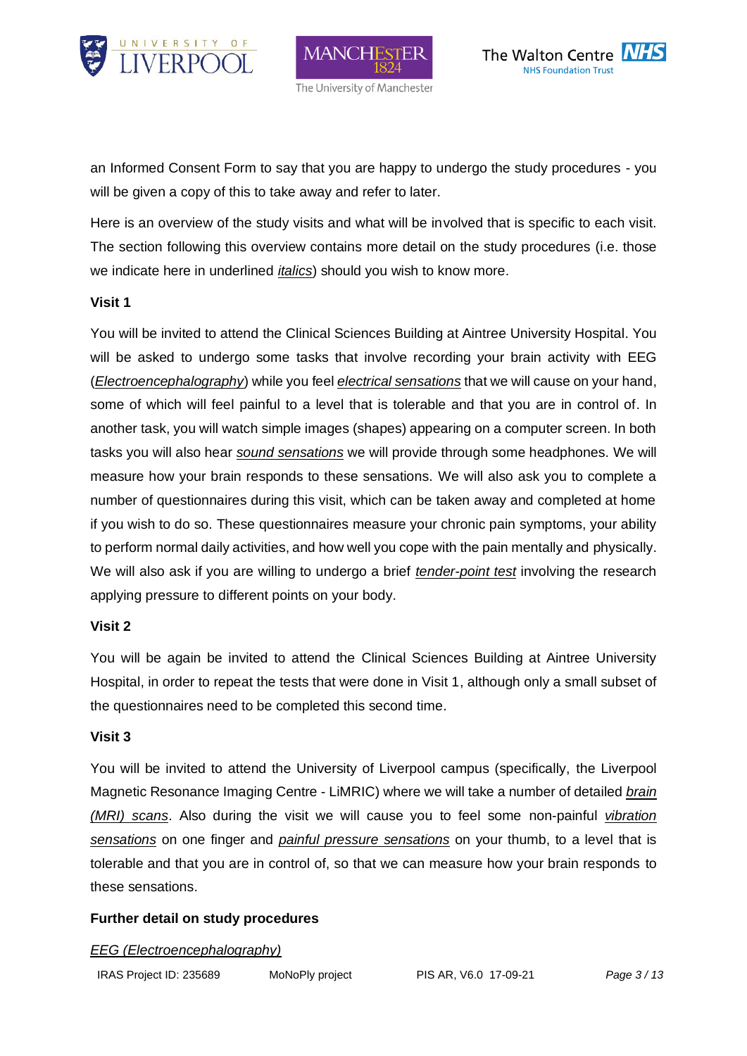an Informed Consent Form to say that you are happy to undergo the study procedures - you will be given a copy of this to take away and refer to later.

Here is an overview of the study visits and what will be involved that is specific to each visit. The section following this overview contains more detail on the study procedures (i.e. those we indicate here in underlined *italics*) should you wish to know more.

**Visit 1**

You will be invited to attend the Clinical Sciences Building at Aintree University Hospital. You will be asked to undergo some tasks that involve recording your brain activity with EEG (*Electroencephalography*) while you feel *electrical sensations* that we will cause on your hand, some of which will feel painful to a level that is tolerable and that you are in control of. In another task, you will watch simple images (shapes) appearing on a computer screen. In both tasks you will also hear *sound sensations* we will provide through some headphones. We will measure how your brain responds to these sensations. We will also ask you to complete a number of questionnaires during this visit, which can be taken away and completed at home if you wish to do so. These questionnaires measure your chronic pain symptoms, your ability to perform normal daily activities, and how well you cope with the pain mentally and physically. We will also ask if you are willing to undergo a brief *tender-point test* involving the research applying pressure to different points on your body.

**Visit 2**

You will be again be invited to attend the Clinical Sciences Building at Aintree University Hospital, in order to repeat the tests that were done in Visit 1, although only a small subset of the questionnaires need to be completed this second time.

**Visit 3**

You will be invited to attend the University of Liverpool campus (specifically, the Liverpool Magnetic Resonance Imaging Centre - LiMRIC) where we will take a number of detailed *brain (MRI) scans*. Also during the visit we will cause you to feel some non-painful *vibration sensations* on one finger and *painful pressure sensations* on your thumb, to a level that is tolerable and that you are in control of, so that we can measure how your brain responds to these sensations.

**Further detail on study procedures**

*EEG (Electroencephalography)*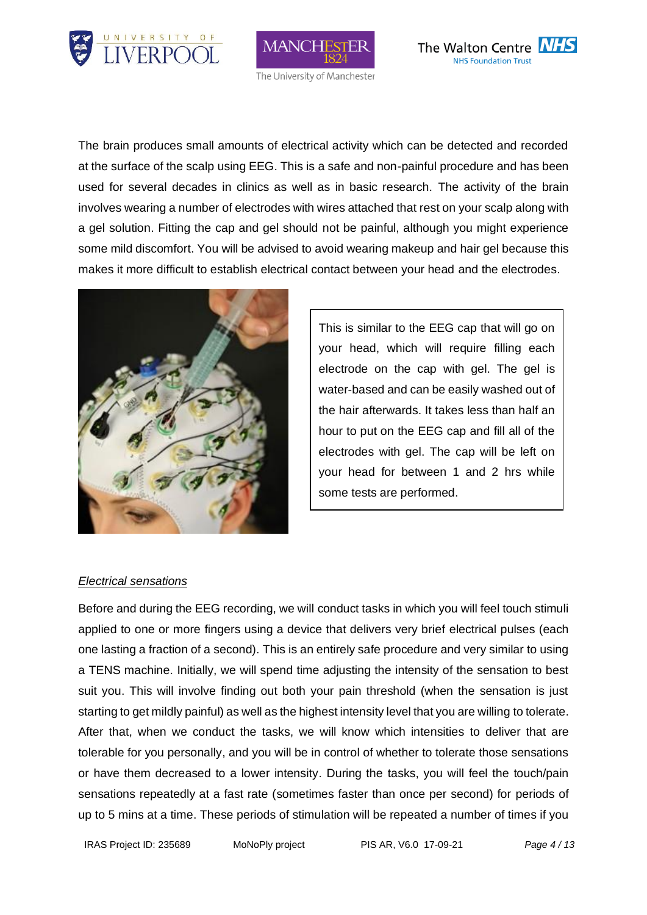The brain produces small amounts of electrical activity which can be detected and recorded at the surface of the scalp using EEG. This is a safe and non-painful procedure and has been used for several decades in clinics as well as in basic research. The activity of the brain involves wearing a number of electrodes with wires attached that rest on your scalp along with a gel solution. Fitting the cap and gel should not be painful, although you might experience some mild discomfort. You will be advised to avoid wearing makeup and hair gel because this makes it more difficult to establish electrical contact between your head and the electrodes.

This is similar to the EEG cap that will go on your head, which will require filling each electrode on the cap with gel. The gel is water-based and can be easily washed out of the hair afterwards. It takes less than half an hour to put on the EEG cap and fill all of the electrodes with gel. The cap will be left on your head for between 1 and 2 hrs while some tests are performed.

*Electrical sensations*

Before and during the EEG recording, we will conduct tasks in which you will feel touch stimuli applied to one or more fingers using a device that delivers very brief electrical pulses (each one lasting a fraction of a second). This is an entirely safe procedure and very similar to using a TENS machine. Initially, we will spend time adjusting the intensity of the sensation to best suit you. This will involve finding out both your pain threshold (when the sensation is just starting to get mildly painful) as well as the highest intensity level that you are willing to tolerate. After that, when we conduct the tasks, we will know which intensities to deliver that are tolerable for you personally, and you will be in control of whether to tolerate those sensations or have them decreased to a lower intensity. During the tasks, you will feel the touch/pain sensations repeatedly at a fast rate (sometimes faster than once per second) for periods of up to 5 mins at a time. These periods of stimulation will be repeated a number of times if you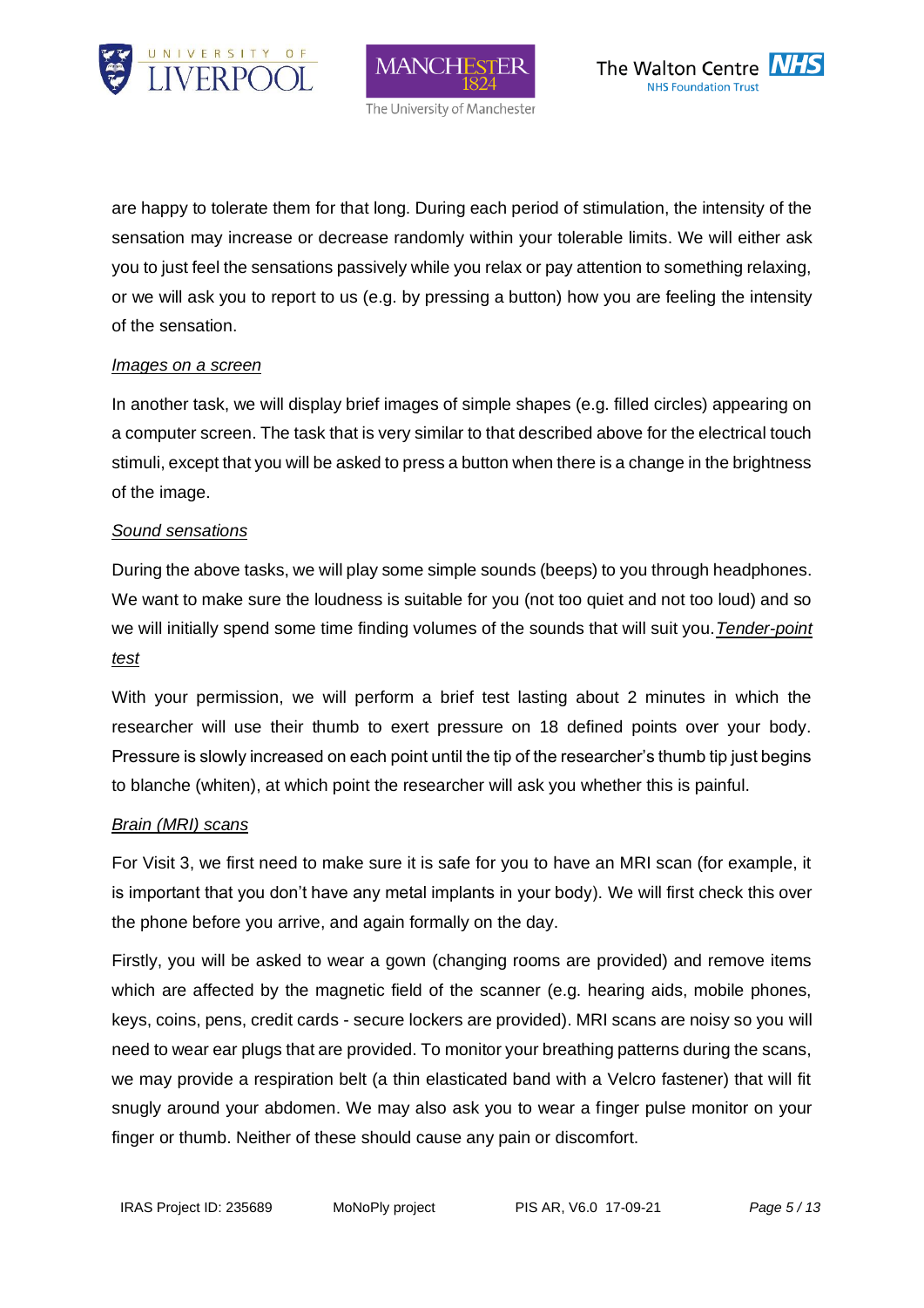are happy to tolerate them for that long. During each period of stimulation, the intensity of the sensation may increase or decrease randomly within your tolerable limits. We will either ask you to just feel the sensations passively while you relax or pay attention to something relaxing, or we will ask you to report to us (e.g. by pressing a button) how you are feeling the intensity of the sensation.

*Images on a screen*

In another task, we will display brief images of simple shapes (e.g. filled circles) appearing on a computer screen. The task that is very similar to that described above for the electrical touch stimuli, except that you will be asked to press a button when there is a change in the brightness of the image.

*Sound sensations*

During the above tasks, we will play some simple sounds (beeps) to you through headphones. We want to make sure the loudness is suitable for you (not too quiet and not too loud) and so we will initially spend some time finding volumes of the sounds that will suit you.

*Tender-point test*

With your permission, we will perform a brief test lasting about 2 minutes in which the researcher will use their thumb to exert pressure on 18 defined points over your body. Pressure is slowly increased on each point until the tip of the researcher's thumb tip just begins to blanche (whiten), at which point the researcher will ask you whether this is painful.

*Brain (MRI) scans*

For Visit 3, we first need to make sure it is safe for you to have an MRI scan (for example, it is important that you don't have any metal implants in your body). We will first check this over the phone before you arrive, and again formally on the day.

Firstly, you will be asked to wear a gown (changing rooms are provided) and remove items which are affected by the magnetic field of the scanner (e.g. hearing aids, mobile phones, keys, coins, pens, credit cards - secure lockers are provided). MRI scans are noisy so you will need to wear ear plugs that are provided. To monitor your breathing patterns during the scans, we may provide a respiration belt (a thin elasticated band with a Velcro fastener) that will fit snugly around your abdomen. We may also ask you to wear a finger pulse monitor on your finger or thumb. Neither of these should cause any pain or discomfort.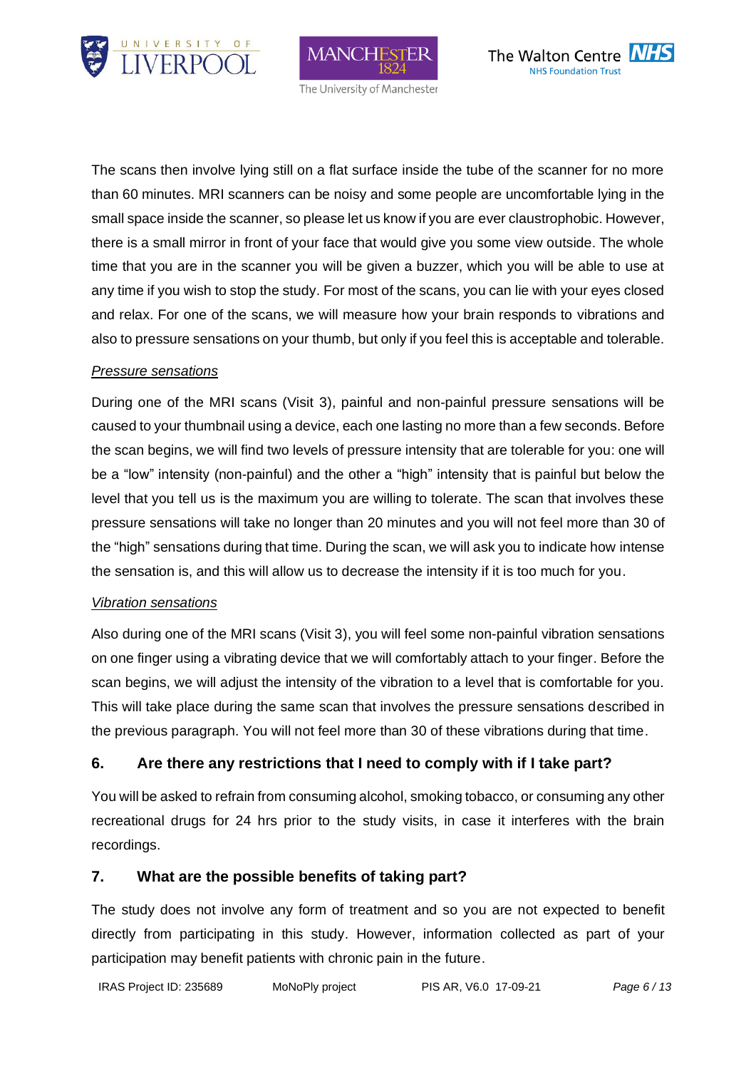The scans then involve lying still on a flat surface inside the tube of the scanner for no more than 60 minutes. MRI scanners can be noisy and some people are uncomfortable lying in the small space inside the scanner, so please let us know if you are ever claustrophobic. However, there is a small mirror in front of your face that would give you some view outside. The whole time that you are in the scanner you will be given a buzzer, which you will be able to use at any time if you wish to stop the study. For most of the scans, you can lie with your eyes closed and relax. For one of the scans, we will measure how your brain responds to vibrations and also to pressure sensations on your thumb, but only if you feel this is acceptable and tolerable.

*Pressure sensations*

During one of the MRI scans (Visit 3), painful and non-painful pressure sensations will be caused to your thumbnail using a device, each one lasting no more than a few seconds. Before the scan begins, we will find two levels of pressure intensity that are tolerable for you: one will be a "low" intensity (non-painful) and the other a "high" intensity that is painful but below the level that you tell us is the maximum you are willing to tolerate. The scan that involves these pressure sensations will take no longer than 20 minutes and you will not feel more than 30 of the "high" sensations during that time. During the scan, we will ask you to indicate how intense the sensation is, and this will allow us to decrease the intensity if it is too much for you.

*Vibration sensations*

Also during one of the MRI scans (Visit 3), you will feel some non-painful vibration sensations on one finger using a vibrating device that we will comfortably attach to your finger. Before the scan begins, we will adjust the intensity of the vibration to a level that is comfortable for you. This will take place during the same scan that involves the pressure sensations described in the previous paragraph. You will not feel more than 30 of these vibrations during that time.

## 6. Are there any restrictions that I need to comply with if I take part?

You will be asked to refrain from consuming alcohol, smoking tobacco, or consuming any other recreational drugs for 24 hrs prior to the study visits, in case it interferes with the brain recordings.

## 7. What are the possible benefits of taking part?

The study does not involve any form of treatment and so you are not expected to benefit directly from participating in this study. However, information collected as part of your participation may benefit patients with chronic pain in the future.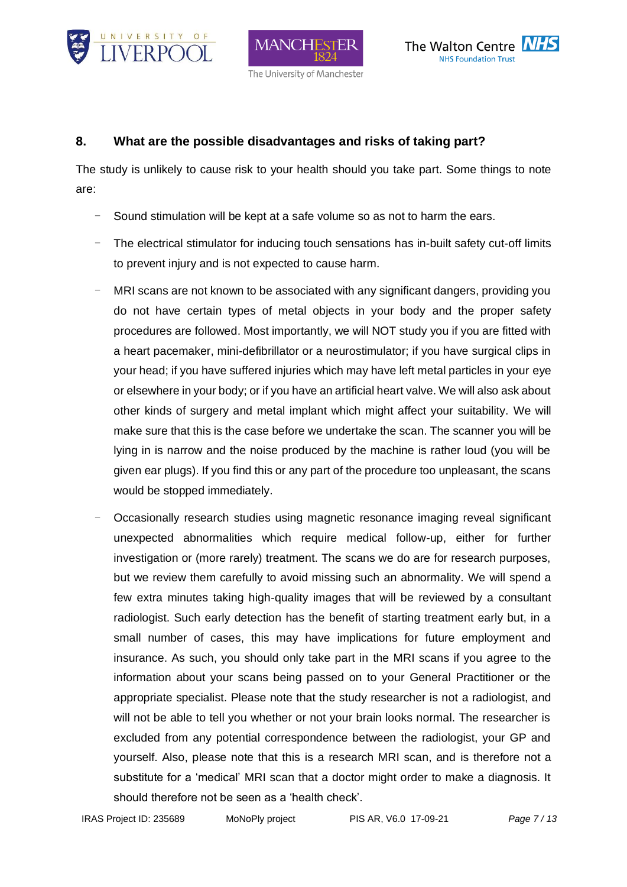## 8. What are the possible disadvantages and risks of taking part?

The study is unlikely to cause risk to your health should you take part. Some things to note are:

- Sound stimulation will be kept at a safe volume so as not to harm the ears.
- The electrical stimulator for inducing touch sensations has in-built safety cut-off limits to prevent injury and is not expected to cause harm.
- MRI scans are not known to be associated with any significant dangers, providing you do not have certain types of metal objects in your body and the proper safety procedures are followed. Most importantly, we will NOT study you if you are fitted with a heart pacemaker, mini-defibrillator or a neurostimulator; if you have surgical clips in your head; if you have suffered injuries which may have left metal particles in your eye or elsewhere in your body; or if you have an artificial heart valve. We will also ask about other kinds of surgery and metal implant which might affect your suitability. We will make sure that this is the case before we undertake the scan. The scanner you will be lying in is narrow and the noise produced by the machine is rather loud (you will be given ear plugs). If you find this or any part of the procedure too unpleasant, the scans would be stopped immediately.
- Occasionally research studies using magnetic resonance imaging reveal significant unexpected abnormalities which require medical follow-up, either for further investigation or (more rarely) treatment. The scans we do are for research purposes, but we review them carefully to avoid missing such an abnormality. We will spend a few extra minutes taking high-quality images that will be reviewed by a consultant radiologist. Such early detection has the benefit of starting treatment early but, in a small number of cases, this may have implications for future employment and insurance. As such, you should only take part in the MRI scans if you agree to the information about your scans being passed on to your General Practitioner or the appropriate specialist. Please note that the study researcher is not a radiologist, and will not be able to tell you whether or not your brain looks normal. The researcher is excluded from any potential correspondence between the radiologist, your GP and yourself. Also, please note that this is a research MRI scan, and is therefore not a substitute for a 'medical' MRI scan that a doctor might order to make a diagnosis. It should therefore not be seen as a 'health check'.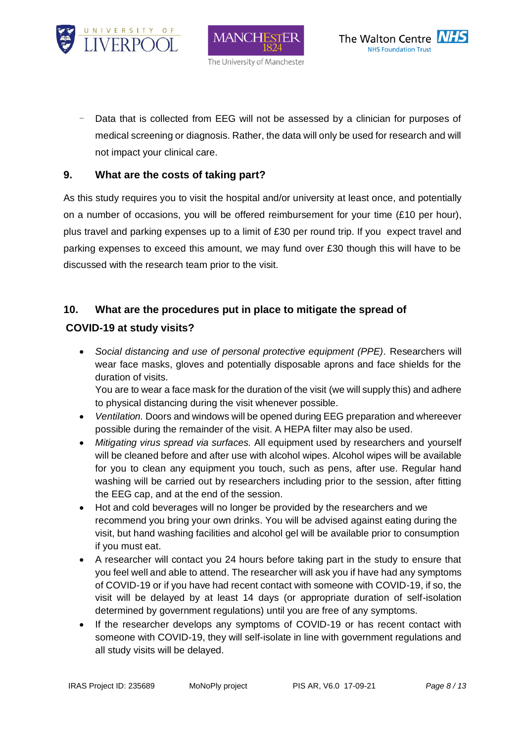- Data that is collected from EEG will not be assessed by a clinician for purposes of medical screening or diagnosis. Rather, the data will only be used for research and will not impact your clinical care.

## 9. What are the costs of taking part?

As this study requires you to visit the hospital and/or university at least once, and potentially on a number of occasions, you will be offered reimbursement for your time (£10 per hour), plus travel and parking expenses up to a limit of £30 per round trip. If you expect travel and parking expenses to exceed this amount, we may fund over £30 though this will have to be discussed with the research team prior to the visit.

## 10. What are the procedures put in place to mitigate the spread of COVID-19 at study visits?

- *Social distancing and use of personal protective equipment (PPE).* Researchers will wear face masks, gloves and potentially disposable aprons and face shields for the duration of visits.
  You are to wear a face mask for the duration of the visit (we will supply this) and adhere to physical distancing during the visit whenever possible.
- *Ventilation.* Doors and windows will be opened during EEG preparation and whereever possible during the remainder of the visit. A HEPA filter may also be used.
- *Mitigating virus spread via surfaces.* All equipment used by researchers and yourself will be cleaned before and after use with alcohol wipes. Alcohol wipes will be available for you to clean any equipment you touch, such as pens, after use. Regular hand washing will be carried out by researchers including prior to the session, after fitting the EEG cap, and at the end of the session.
- Hot and cold beverages will no longer be provided by the researchers and we recommend you bring your own drinks. You will be advised against eating during the visit, but hand washing facilities and alcohol gel will be available prior to consumption if you must eat.
- A researcher will contact you 24 hours before taking part in the study to ensure that you feel well and able to attend. The researcher will ask you if have had any symptoms of COVID-19 or if you have had recent contact with someone with COVID-19, if so, the visit will be delayed by at least 14 days (or appropriate duration of self-isolation determined by government regulations) until you are free of any symptoms.
- If the researcher develops any symptoms of COVID-19 or has recent contact with someone with COVID-19, they will self-isolate in line with government regulations and all study visits will be delayed.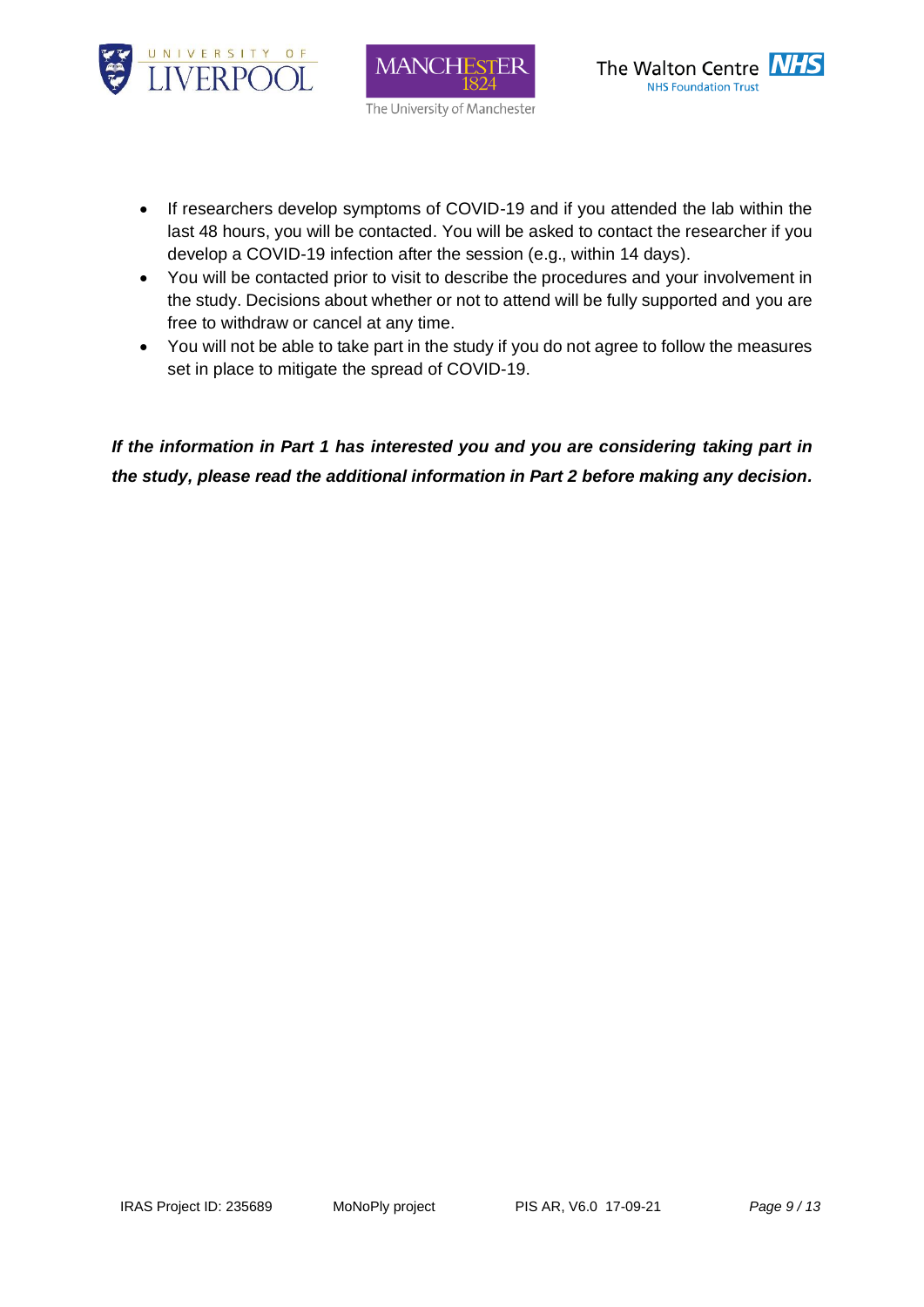- If researchers develop symptoms of COVID-19 and if you attended the lab within the last 48 hours, you will be contacted. You will be asked to contact the researcher if you develop a COVID-19 infection after the session (e.g., within 14 days).
- You will be contacted prior to visit to describe the procedures and your involvement in the study. Decisions about whether or not to attend will be fully supported and you are free to withdraw or cancel at any time.
- You will not be able to take part in the study if you do not agree to follow the measures set in place to mitigate the spread of COVID-19.

***If the information in Part 1 has interested you and you are considering taking part in the study, please read the additional information in Part 2 before making any decision.***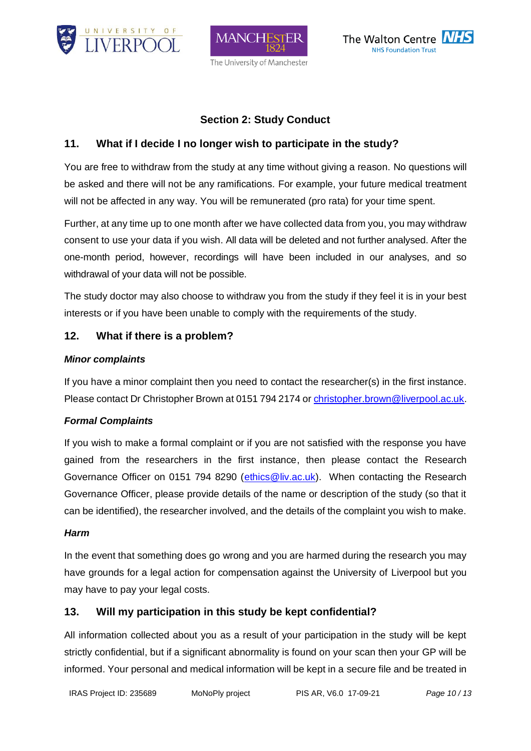## Section 2: Study Conduct

### 11. What if I decide I no longer wish to participate in the study?

You are free to withdraw from the study at any time without giving a reason. No questions will be asked and there will not be any ramifications. For example, your future medical treatment will not be affected in any way. You will be remunerated (pro rata) for your time spent.

Further, at any time up to one month after we have collected data from you, you may withdraw consent to use your data if you wish. All data will be deleted and not further analysed. After the one-month period, however, recordings will have been included in our analyses, and so withdrawal of your data will not be possible.

The study doctor may also choose to withdraw you from the study if they feel it is in your best interests or if you have been unable to comply with the requirements of the study.

### 12. What if there is a problem?

***Minor complaints***

If you have a minor complaint then you need to contact the researcher(s) in the first instance. Please contact Dr Christopher Brown at 0151 794 2174 or christopher.brown@liverpool.ac.uk.

***Formal Complaints***

If you wish to make a formal complaint or if you are not satisfied with the response you have gained from the researchers in the first instance, then please contact the Research Governance Officer on 0151 794 8290 (ethics@liv.ac.uk). When contacting the Research Governance Officer, please provide details of the name or description of the study (so that it can be identified), the researcher involved, and the details of the complaint you wish to make.

***Harm***

In the event that something does go wrong and you are harmed during the research you may have grounds for a legal action for compensation against the University of Liverpool but you may have to pay your legal costs.

### 13. Will my participation in this study be kept confidential?

All information collected about you as a result of your participation in the study will be kept strictly confidential, but if a significant abnormality is found on your scan then your GP will be informed. Your personal and medical information will be kept in a secure file and be treated in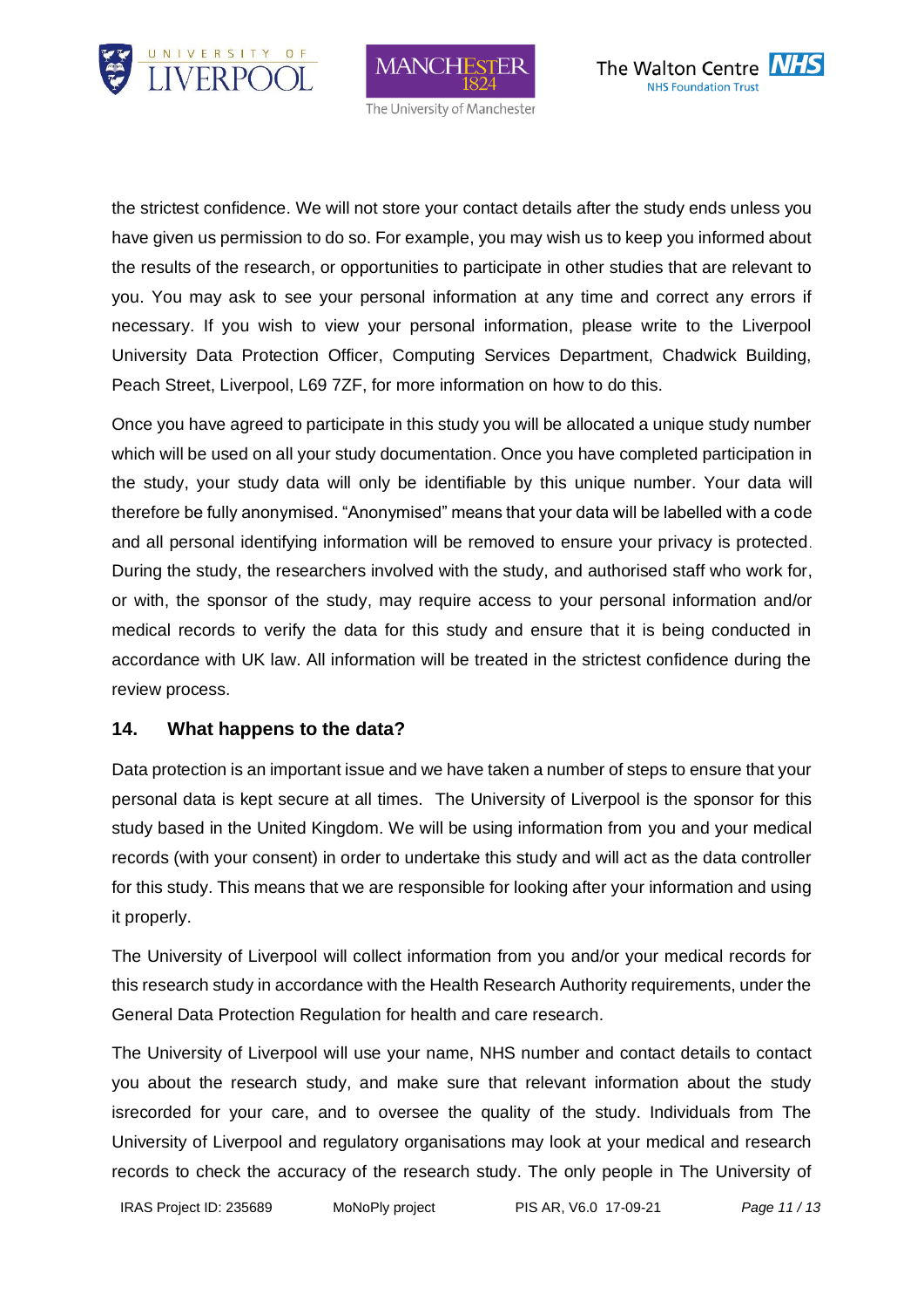the strictest confidence. We will not store your contact details after the study ends unless you have given us permission to do so. For example, you may wish us to keep you informed about the results of the research, or opportunities to participate in other studies that are relevant to you. You may ask to see your personal information at any time and correct any errors if necessary. If you wish to view your personal information, please write to the Liverpool University Data Protection Officer, Computing Services Department, Chadwick Building, Peach Street, Liverpool, L69 7ZF, for more information on how to do this.

Once you have agreed to participate in this study you will be allocated a unique study number which will be used on all your study documentation. Once you have completed participation in the study, your study data will only be identifiable by this unique number. Your data will therefore be fully anonymised. "Anonymised" means that your data will be labelled with a code and all personal identifying information will be removed to ensure your privacy is protected. During the study, the researchers involved with the study, and authorised staff who work for, or with, the sponsor of the study, may require access to your personal information and/or medical records to verify the data for this study and ensure that it is being conducted in accordance with UK law. All information will be treated in the strictest confidence during the review process.

## 14. What happens to the data?

Data protection is an important issue and we have taken a number of steps to ensure that your personal data is kept secure at all times. The University of Liverpool is the sponsor for this study based in the United Kingdom. We will be using information from you and your medical records (with your consent) in order to undertake this study and will act as the data controller for this study. This means that we are responsible for looking after your information and using it properly.

The University of Liverpool will collect information from you and/or your medical records for this research study in accordance with the Health Research Authority requirements, under the General Data Protection Regulation for health and care research.

The University of Liverpool will use your name, NHS number and contact details to contact you about the research study, and make sure that relevant information about the study isrecorded for your care, and to oversee the quality of the study. Individuals from The University of Liverpool and regulatory organisations may look at your medical and research records to check the accuracy of the research study. The only people in The University of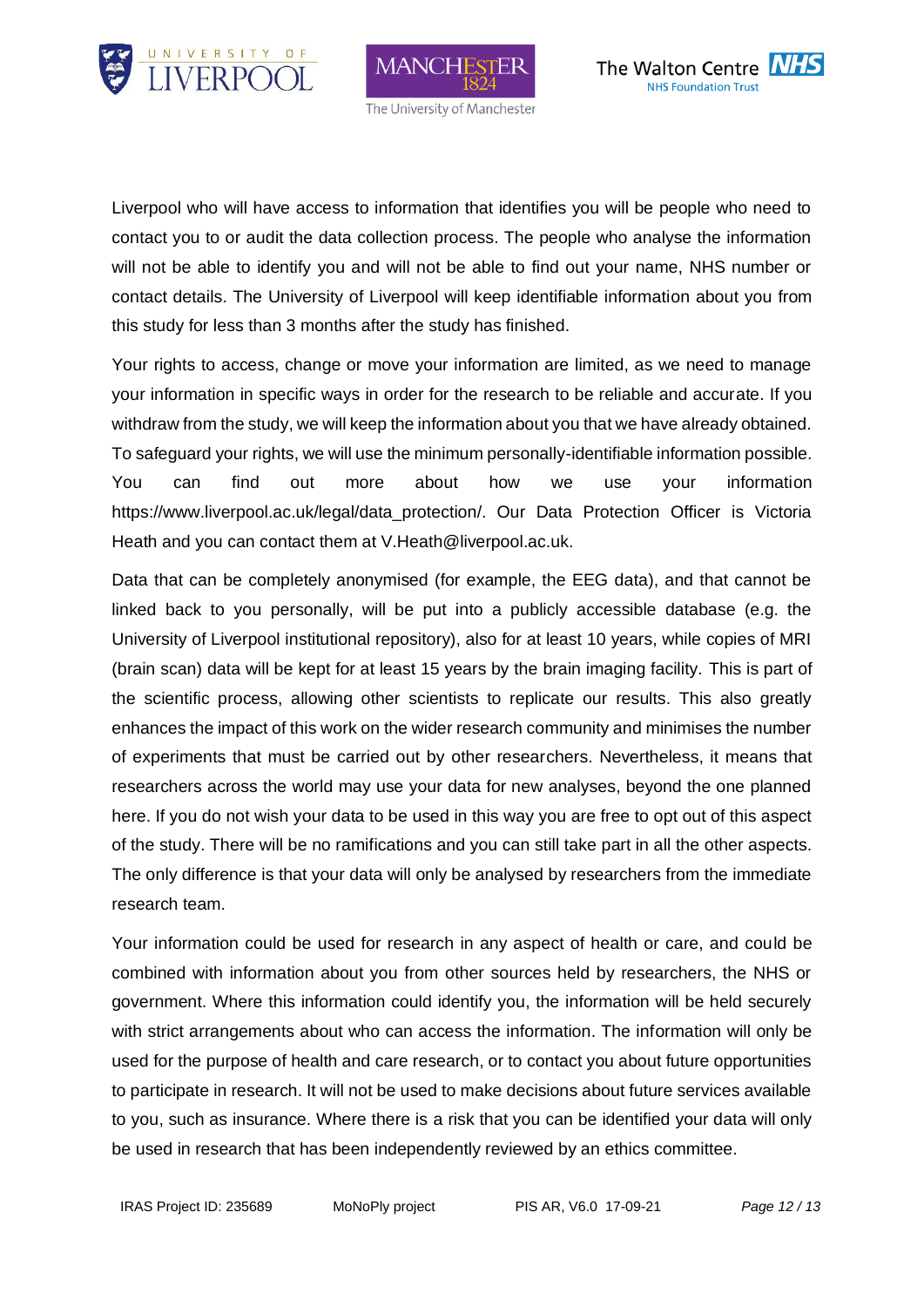Liverpool who will have access to information that identifies you will be people who need to contact you to or audit the data collection process. The people who analyse the information will not be able to identify you and will not be able to find out your name, NHS number or contact details. The University of Liverpool will keep identifiable information about you from this study for less than 3 months after the study has finished.

Your rights to access, change or move your information are limited, as we need to manage your information in specific ways in order for the research to be reliable and accurate. If you withdraw from the study, we will keep the information about you that we have already obtained. To safeguard your rights, we will use the minimum personally-identifiable information possible. You can find out more about how we use your information https://www.liverpool.ac.uk/legal/data_protection/. Our Data Protection Officer is Victoria Heath and you can contact them at V.Heath@liverpool.ac.uk.

Data that can be completely anonymised (for example, the EEG data), and that cannot be linked back to you personally, will be put into a publicly accessible database (e.g. the University of Liverpool institutional repository), also for at least 10 years, while copies of MRI (brain scan) data will be kept for at least 15 years by the brain imaging facility. This is part of the scientific process, allowing other scientists to replicate our results. This also greatly enhances the impact of this work on the wider research community and minimises the number of experiments that must be carried out by other researchers. Nevertheless, it means that researchers across the world may use your data for new analyses, beyond the one planned here. If you do not wish your data to be used in this way you are free to opt out of this aspect of the study. There will be no ramifications and you can still take part in all the other aspects. The only difference is that your data will only be analysed by researchers from the immediate research team.

Your information could be used for research in any aspect of health or care, and could be combined with information about you from other sources held by researchers, the NHS or government. Where this information could identify you, the information will be held securely with strict arrangements about who can access the information. The information will only be used for the purpose of health and care research, or to contact you about future opportunities to participate in research. It will not be used to make decisions about future services available to you, such as insurance. Where there is a risk that you can be identified your data will only be used in research that has been independently reviewed by an ethics committee.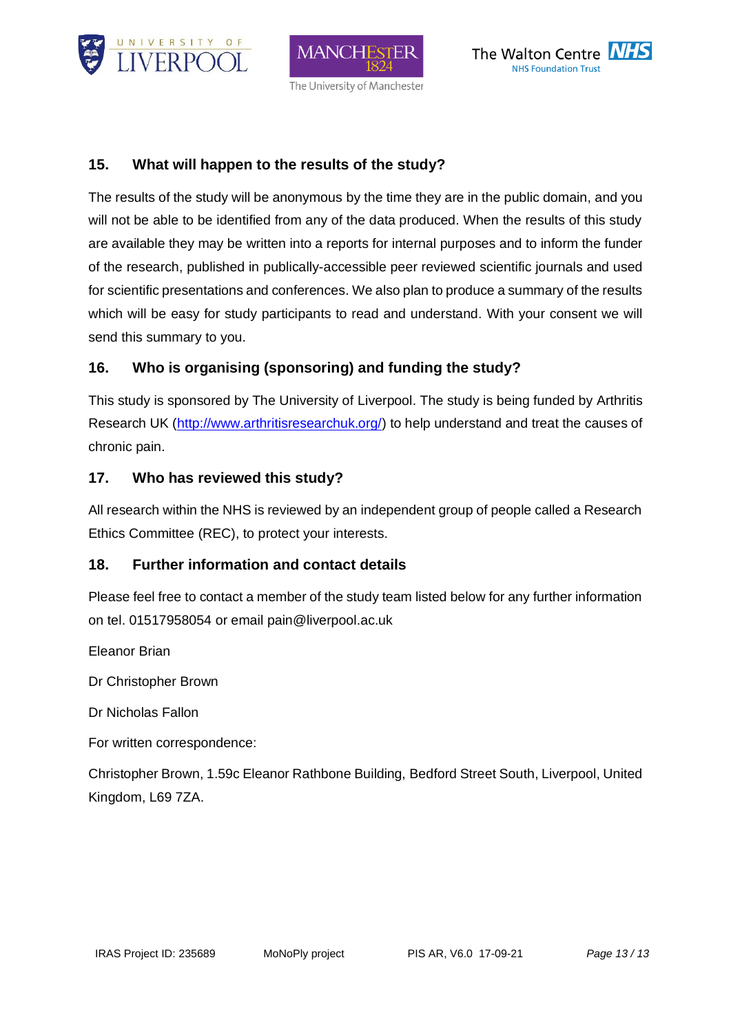## 15. What will happen to the results of the study?

The results of the study will be anonymous by the time they are in the public domain, and you will not be able to be identified from any of the data produced. When the results of this study are available they may be written into a reports for internal purposes and to inform the funder of the research, published in publically-accessible peer reviewed scientific journals and used for scientific presentations and conferences. We also plan to produce a summary of the results which will be easy for study participants to read and understand. With your consent we will send this summary to you.

## 16. Who is organising (sponsoring) and funding the study?

This study is sponsored by The University of Liverpool. The study is being funded by Arthritis Research UK (http://www.arthritisresearchuk.org/) to help understand and treat the causes of chronic pain.

## 17. Who has reviewed this study?

All research within the NHS is reviewed by an independent group of people called a Research Ethics Committee (REC), to protect your interests.

## 18. Further information and contact details

Please feel free to contact a member of the study team listed below for any further information on tel. 01517958054 or email pain@liverpool.ac.uk

Eleanor Brian

Dr Christopher Brown

Dr Nicholas Fallon

For written correspondence:

Christopher Brown, 1.59c Eleanor Rathbone Building, Bedford Street South, Liverpool, United Kingdom, L69 7ZA.